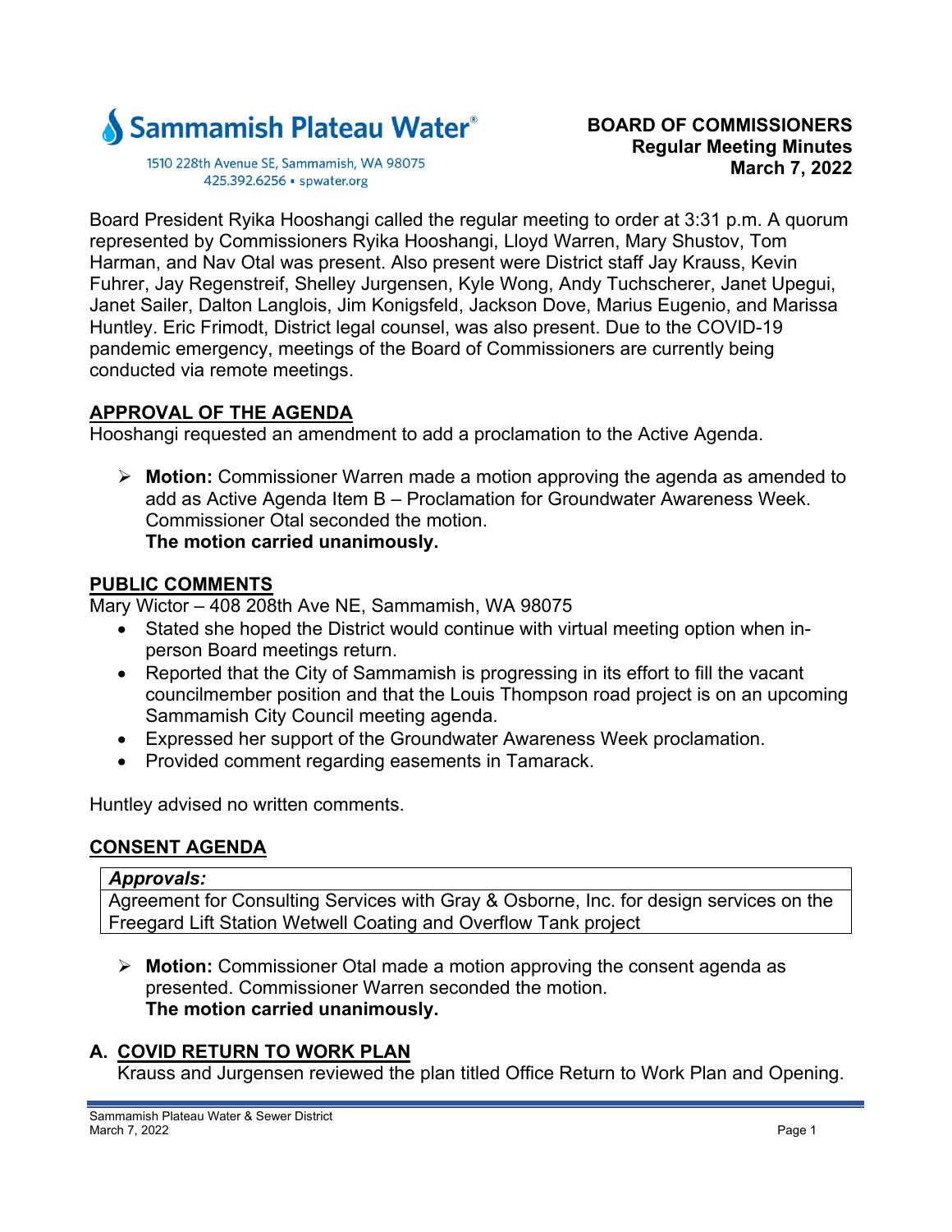Sammamish Plateau Water

1510 228th Avenue SE, Sammamish, WA 98075
425.392.6256 ▪ spwater.org

**BOARD OF COMMISSIONERS**
**Regular Meeting Minutes**
**March 7, 2022**

Board President Ryika Hooshangi called the regular meeting to order at 3:31 p.m. A quorum represented by Commissioners Ryika Hooshangi, Lloyd Warren, Mary Shustov, Tom Harman, and Nav Otal was present. Also present were District staff Jay Krauss, Kevin Fuhrer, Jay Regenstreif, Shelley Jurgensen, Kyle Wong, Andy Tuchscherer, Janet Upegui, Janet Sailer, Dalton Langlois, Jim Konigsfeld, Jackson Dove, Marius Eugenio, and Marissa Huntley. Eric Frimodt, District legal counsel, was also present. Due to the COVID-19 pandemic emergency, meetings of the Board of Commissioners are currently being conducted via remote meetings.

## APPROVAL OF THE AGENDA

Hooshangi requested an amendment to add a proclamation to the Active Agenda.

- **Motion:** Commissioner Warren made a motion approving the agenda as amended to add as Active Agenda Item B – Proclamation for Groundwater Awareness Week. Commissioner Otal seconded the motion.
  **The motion carried unanimously.**

## PUBLIC COMMENTS

Mary Wictor – 408 208th Ave NE, Sammamish, WA 98075

- Stated she hoped the District would continue with virtual meeting option when in-person Board meetings return.
- Reported that the City of Sammamish is progressing in its effort to fill the vacant councilmember position and that the Louis Thompson road project is on an upcoming Sammamish City Council meeting agenda.
- Expressed her support of the Groundwater Awareness Week proclamation.
- Provided comment regarding easements in Tamarack.

Huntley advised no written comments.

## CONSENT AGENDA

| *Approvals:* |
| --- |
| Agreement for Consulting Services with Gray & Osborne, Inc. for design services on the Freegard Lift Station Wetwell Coating and Overflow Tank project |

- **Motion:** Commissioner Otal made a motion approving the consent agenda as presented. Commissioner Warren seconded the motion.
  **The motion carried unanimously.**

## A. COVID RETURN TO WORK PLAN

Krauss and Jurgensen reviewed the plan titled Office Return to Work Plan and Opening.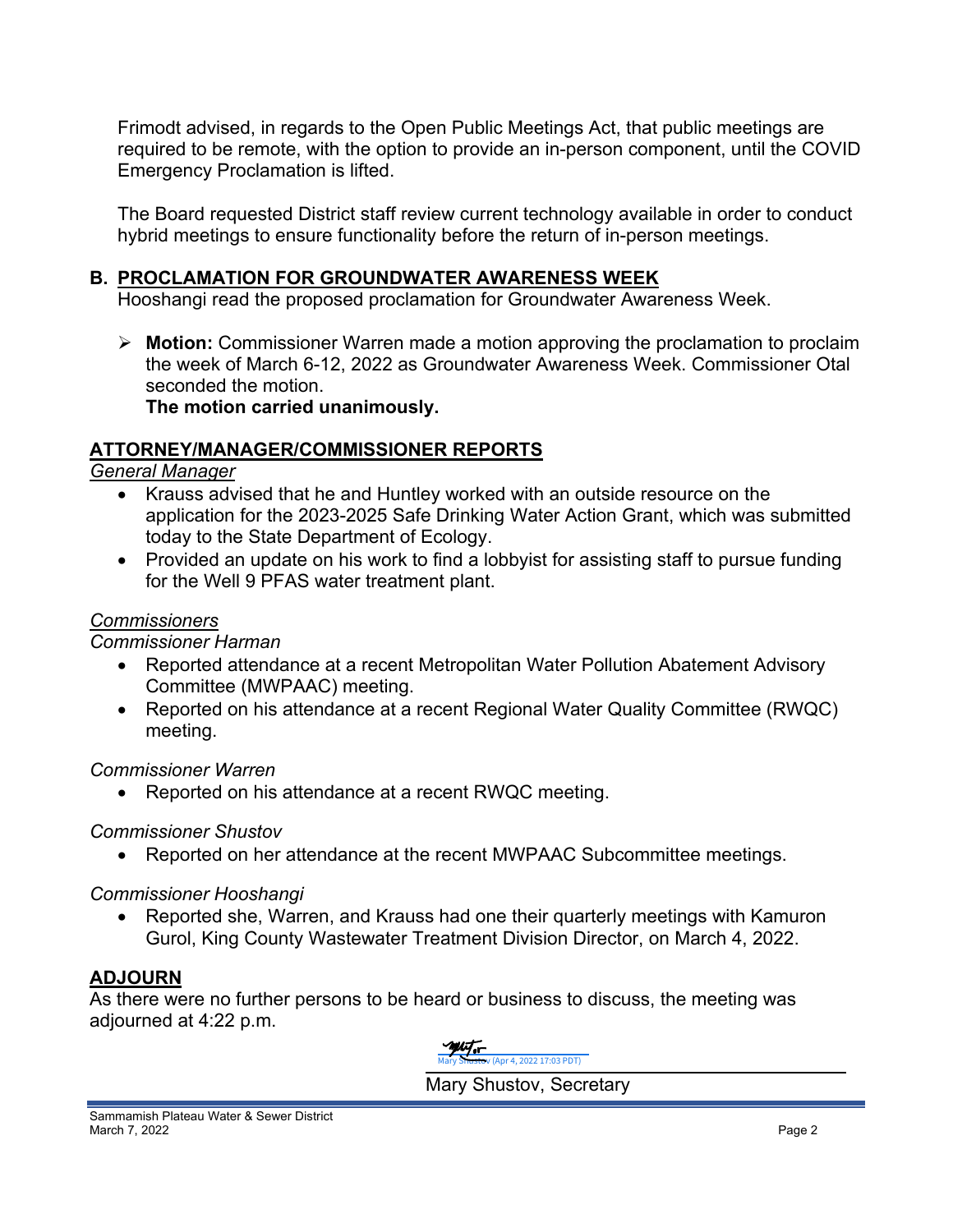Frimodt advised, in regards to the Open Public Meetings Act, that public meetings are required to be remote, with the option to provide an in-person component, until the COVID Emergency Proclamation is lifted.

The Board requested District staff review current technology available in order to conduct hybrid meetings to ensure functionality before the return of in-person meetings.

### B. PROCLAMATION FOR GROUNDWATER AWARENESS WEEK

Hooshangi read the proposed proclamation for Groundwater Awareness Week.

- **Motion:** Commissioner Warren made a motion approving the proclamation to proclaim the week of March 6-12, 2022 as Groundwater Awareness Week. Commissioner Otal seconded the motion.
  **The motion carried unanimously.**

## ATTORNEY/MANAGER/COMMISSIONER REPORTS

*General Manager*

- Krauss advised that he and Huntley worked with an outside resource on the application for the 2023-2025 Safe Drinking Water Action Grant, which was submitted today to the State Department of Ecology.
- Provided an update on his work to find a lobbyist for assisting staff to pursue funding for the Well 9 PFAS water treatment plant.

*Commissioners*

*Commissioner Harman*

- Reported attendance at a recent Metropolitan Water Pollution Abatement Advisory Committee (MWPAAC) meeting.
- Reported on his attendance at a recent Regional Water Quality Committee (RWQC) meeting.

*Commissioner Warren*

- Reported on his attendance at a recent RWQC meeting.

*Commissioner Shustov*

- Reported on her attendance at the recent MWPAAC Subcommittee meetings.

*Commissioner Hooshangi*

- Reported she, Warren, and Krauss had one their quarterly meetings with Kamuron Gurol, King County Wastewater Treatment Division Director, on March 4, 2022.

## ADJOURN

As there were no further persons to be heard or business to discuss, the meeting was adjourned at 4:22 p.m.

Mary Shustov (Apr 4, 2022 17:03 PDT)

Mary Shustov, Secretary

Sammamish Plateau Water & Sewer District
March 7, 2022